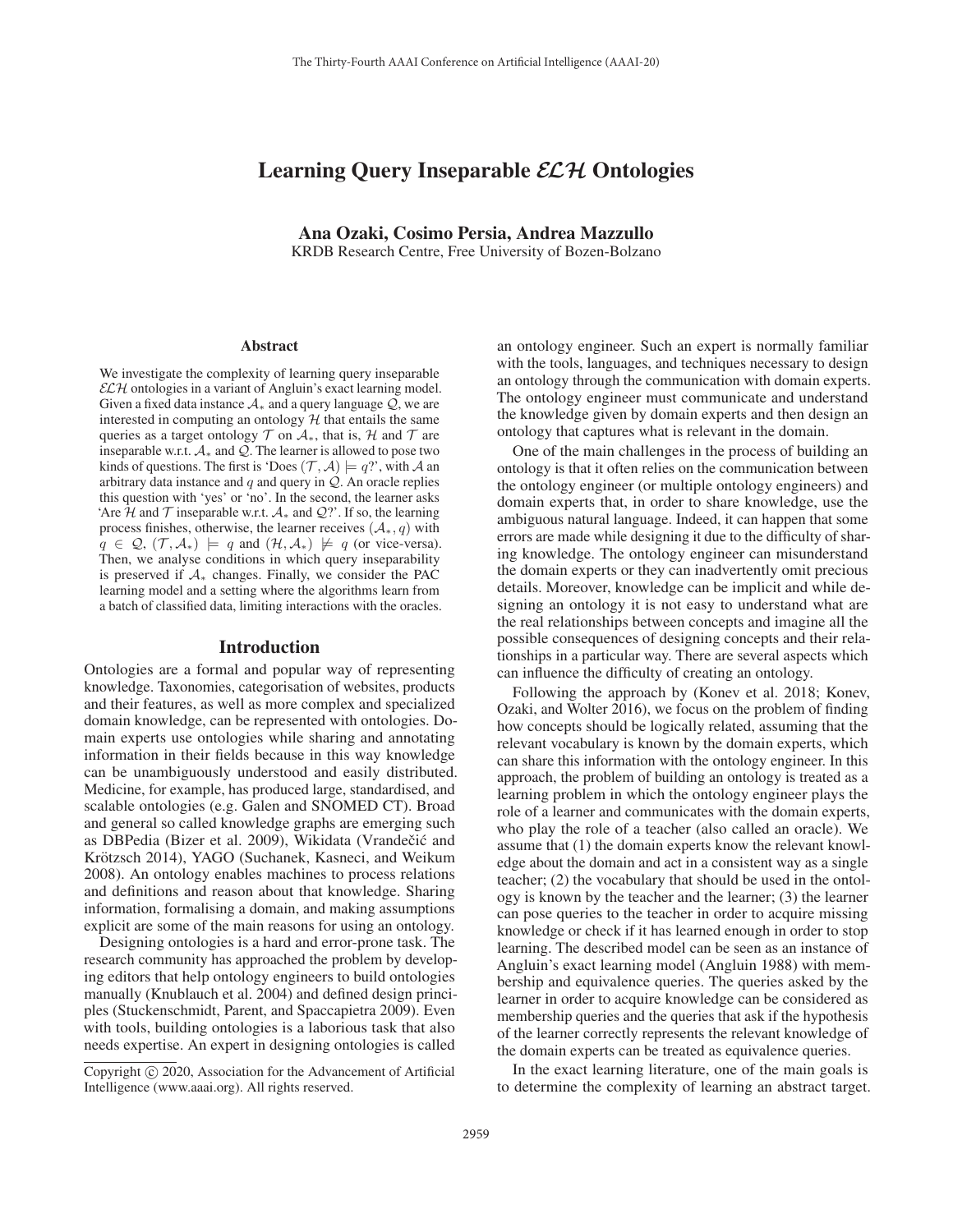# Learning Query Inseparable $\mathcal{ELH}$ Ontologies

**Ana Ozaki, Cosimo Persia, Andrea Mazzullo**
KRDB Research Centre, Free University of Bozen-Bolzano

## Abstract

We investigate the complexity of learning query inseparable $\mathcal{ELH}$ ontologies in a variant of Angluin's exact learning model. Given a fixed data instance $\mathcal{A}_*$ and a query language $\mathcal{Q}$, we are interested in computing an ontology $\mathcal{H}$ that entails the same queries as a target ontology $\mathcal{T}$ on $\mathcal{A}_*$, that is, $\mathcal{H}$ and $\mathcal{T}$ are inseparable w.r.t. $\mathcal{A}_*$ and $\mathcal{Q}$. The learner is allowed to pose two kinds of questions. The first is 'Does $(\mathcal{T}, \mathcal{A}) \models q$?', with $\mathcal{A}$ an arbitrary data instance and $q$ and query in $\mathcal{Q}$. An oracle replies this question with 'yes' or 'no'. In the second, the learner asks 'Are $\mathcal{H}$ and $\mathcal{T}$ inseparable w.r.t. $\mathcal{A}_*$ and $\mathcal{Q}$?'. If so, the learning process finishes, otherwise, the learner receives $(\mathcal{A}_*, q)$ with $q \in \mathcal{Q}$, $(\mathcal{T}, \mathcal{A}_*) \models q$ and $(\mathcal{H}, \mathcal{A}_*) \not\models q$ (or vice-versa). Then, we analyse conditions in which query inseparability is preserved if $\mathcal{A}_*$ changes. Finally, we consider the PAC learning model and a setting where the algorithms learn from a batch of classified data, limiting interactions with the oracles.

## Introduction

Ontologies are a formal and popular way of representing knowledge. Taxonomies, categorisation of websites, products and their features, as well as more complex and specialized domain knowledge, can be represented with ontologies. Domain experts use ontologies while sharing and annotating information in their fields because in this way knowledge can be unambiguously understood and easily distributed. Medicine, for example, has produced large, standardised, and scalable ontologies (e.g. Galen and SNOMED CT). Broad and general so called knowledge graphs are emerging such as DBPedia (Bizer et al. 2009), Wikidata (Vrandečić and Krötzsch 2014), YAGO (Suchanek, Kasneci, and Weikum 2008). An ontology enables machines to process relations and definitions and reason about that knowledge. Sharing information, formalising a domain, and making assumptions explicit are some of the main reasons for using an ontology.

Designing ontologies is a hard and error-prone task. The research community has approached the problem by developing editors that help ontology engineers to build ontologies manually (Knublauch et al. 2004) and defined design principles (Stuckenschmidt, Parent, and Spaccapietra 2009). Even with tools, building ontologies is a laborious task that also needs expertise. An expert in designing ontologies is called an ontology engineer. Such an expert is normally familiar with the tools, languages, and techniques necessary to design an ontology through the communication with domain experts. The ontology engineer must communicate and understand the knowledge given by domain experts and then design an ontology that captures what is relevant in the domain.

One of the main challenges in the process of building an ontology is that it often relies on the communication between the ontology engineer (or multiple ontology engineers) and domain experts that, in order to share knowledge, use the ambiguous natural language. Indeed, it can happen that some errors are made while designing it due to the difficulty of sharing knowledge. The ontology engineer can misunderstand the domain experts or they can inadvertently omit precious details. Moreover, knowledge can be implicit and while designing an ontology it is not easy to understand what are the real relationships between concepts and imagine all the possible consequences of designing concepts and their relationships in a particular way. There are several aspects which can influence the difficulty of creating an ontology.

Following the approach by (Konev et al. 2018; Konev, Ozaki, and Wolter 2016), we focus on the problem of finding how concepts should be logically related, assuming that the relevant vocabulary is known by the domain experts, which can share this information with the ontology engineer. In this approach, the problem of building an ontology is treated as a learning problem in which the ontology engineer plays the role of a learner and communicates with the domain experts, who play the role of a teacher (also called an oracle). We assume that (1) the domain experts know the relevant knowledge about the domain and act in a consistent way as a single teacher; (2) the vocabulary that should be used in the ontology is known by the teacher and the learner; (3) the learner can pose queries to the teacher in order to acquire missing knowledge or check if it has learned enough in order to stop learning. The described model can be seen as an instance of Angluin's exact learning model (Angluin 1988) with membership and equivalence queries. The queries asked by the learner in order to acquire knowledge can be considered as membership queries and the queries that ask if the hypothesis of the learner correctly represents the relevant knowledge of the domain experts can be treated as equivalence queries.

In the exact learning literature, one of the main goals is to determine the complexity of learning an abstract target.

Copyright © 2020, Association for the Advancement of Artificial Intelligence (www.aaai.org). All rights reserved.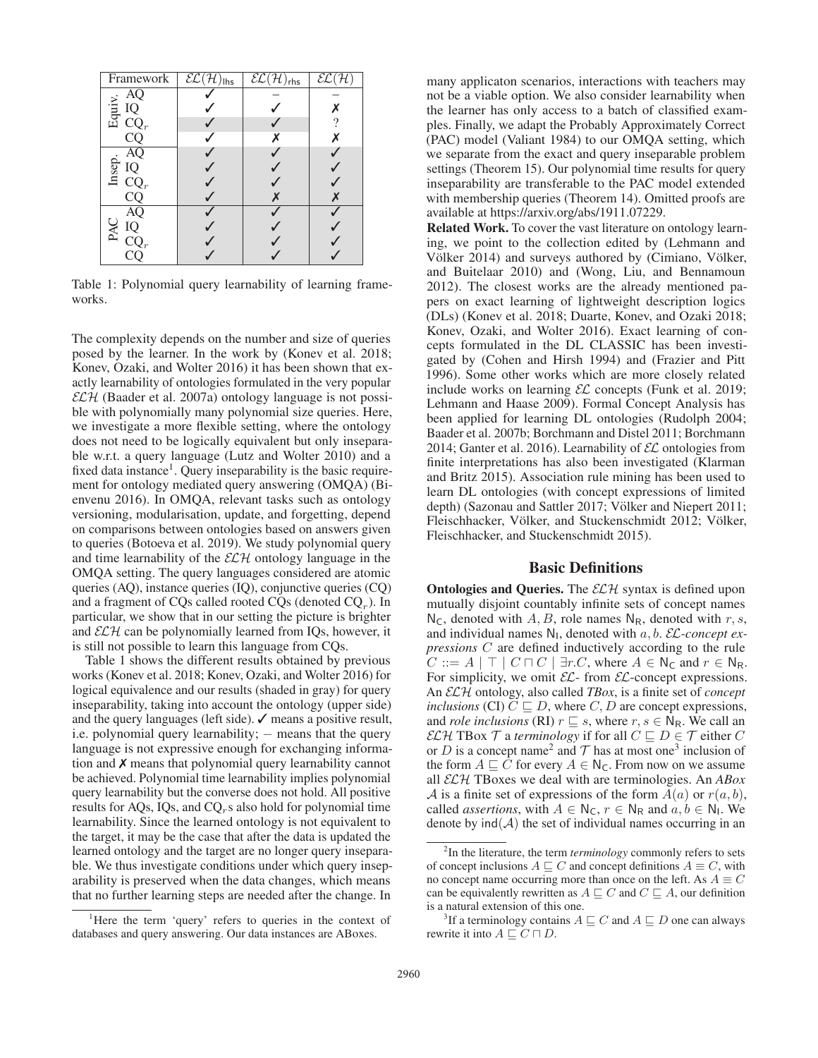| Framework | | $\mathcal{EL}(\mathcal{H})_{\mathsf{lhs}}$ | $\mathcal{EL}(\mathcal{H})_{\mathsf{rhs}}$ | $\mathcal{EL}(\mathcal{H})$ |
|---|---|---|---|---|
| Equiv. | AQ | ✓ | – | – |
| | IQ | ✓ | ✓ | ✗ |
| | $\mathrm{CQ}_r$ | ✓ | ✓ | ? |
| | CQ | ✓ | ✗ | ✗ |
| Insep. | AQ | ✓ | ✓ | ✓ |
| | IQ | ✓ | ✓ | ✓ |
| | $\mathrm{CQ}_r$ | ✓ | ✓ | ✓ |
| | CQ | ✓ | ✗ | ✗ |
| PAC | AQ | ✓ | ✓ | ✓ |
| | IQ | ✓ | ✓ | ✓ |
| | $\mathrm{CQ}_r$ | ✓ | ✓ | ✓ |
| | CQ | ✓ | ✓ | ✓ |

Table 1: Polynomial query learnability of learning frameworks.

The complexity depends on the number and size of queries posed by the learner. In the work by (Konev et al. 2018; Konev, Ozaki, and Wolter 2016) it has been shown that exactly learnability of ontologies formulated in the very popular $\mathcal{ELH}$ (Baader et al. 2007a) ontology language is not possible with polynomially many polynomial size queries. Here, we investigate a more flexible setting, where the ontology does not need to be logically equivalent but only inseparable w.r.t. a query language (Lutz and Wolter 2010) and a fixed data instance[1]. Query inseparability is the basic requirement for ontology mediated query answering (OMQA) (Bienvenu 2016). In OMQA, relevant tasks such as ontology versioning, modularisation, update, and forgetting, depend on comparisons between ontologies based on answers given to queries (Botoeva et al. 2019). We study polynomial query and time learnability of the $\mathcal{ELH}$ ontology language in the OMQA setting. The query languages considered are atomic queries (AQ), instance queries (IQ), conjunctive queries (CQ) and a fragment of CQs called rooted CQs (denoted $\mathrm{CQ}_r$). In particular, we show that in our setting the picture is brighter and $\mathcal{ELH}$ can be polynomially learned from IQs, however, it is still not possible to learn this language from CQs.

Table 1 shows the different results obtained by previous works (Konev et al. 2018; Konev, Ozaki, and Wolter 2016) for logical equivalence and our results (shaded in gray) for query inseparability, taking into account the ontology (upper side) and the query languages (left side). ✓ means a positive result, i.e. polynomial query learnability; – means that the query language is not expressive enough for exchanging information and ✗ means that polynomial query learnability cannot be achieved. Polynomial time learnability implies polynomial query learnability but the converse does not hold. All positive results for AQs, IQs, and $\mathrm{CQ}_r$s also hold for polynomial time learnability. Since the learned ontology is not equivalent to the target, it may be the case that after the data is updated the learned ontology and the target are no longer query inseparable. We thus investigate conditions under which query inseparability is preserved when the data changes, which means that no further learning steps are needed after the change. In many applicaton scenarios, interactions with teachers may not be a viable option. We also consider learnability when the learner has only access to a batch of classified examples. Finally, we adapt the Probably Approximately Correct (PAC) model (Valiant 1984) to our OMQA setting, which we separate from the exact and query inseparable problem settings (Theorem 15). Our polynomial time results for query inseparability are transferable to the PAC model extended with membership queries (Theorem 14). Omitted proofs are available at https://arxiv.org/abs/1911.07229.

**Related Work.** To cover the vast literature on ontology learning, we point to the collection edited by (Lehmann and Völker 2014) and surveys authored by (Cimiano, Völker, and Buitelaar 2010) and (Wong, Liu, and Bennamoun 2012). The closest works are the already mentioned papers on exact learning of lightweight description logics (DLs) (Konev et al. 2018; Duarte, Konev, and Ozaki 2018; Konev, Ozaki, and Wolter 2016). Exact learning of concepts formulated in the DL CLASSIC has been investigated by (Cohen and Hirsh 1994) and (Frazier and Pitt 1996). Some other works which are more closely related include works on learning $\mathcal{EL}$ concepts (Funk et al. 2019; Lehmann and Haase 2009). Formal Concept Analysis has been applied for learning DL ontologies (Rudolph 2004; Baader et al. 2007b; Borchmann and Distel 2011; Borchmann 2014; Ganter et al. 2016). Learnability of $\mathcal{EL}$ ontologies from finite interpretations has also been investigated (Klarman and Britz 2015). Association rule mining has been used to learn DL ontologies (with concept expressions of limited depth) (Sazonau and Sattler 2017; Völker and Niepert 2011; Fleischhacker, Völker, and Stuckenschmidt 2012; Völker, Fleischhacker, and Stuckenschmidt 2015).

## Basic Definitions

**Ontologies and Queries.** The $\mathcal{ELH}$ syntax is defined upon mutually disjoint countably infinite sets of concept names $\mathsf{N_C}$, denoted with $A, B$, role names $\mathsf{N_R}$, denoted with $r, s$, and individual names $\mathsf{N_I}$, denoted with $a, b$. *$\mathcal{EL}$-concept expressions* $C$ are defined inductively according to the rule $C ::= A \mid \top \mid C \sqcap C \mid \exists r.C$, where $A \in \mathsf{N_C}$ and $r \in \mathsf{N_R}$. For simplicity, we omit $\mathcal{EL}$- from $\mathcal{EL}$-concept expressions. An $\mathcal{ELH}$ ontology, also called *TBox*, is a finite set of *concept inclusions* (CI) $C \sqsubseteq D$, where $C, D$ are concept expressions, and *role inclusions* (RI) $r \sqsubseteq s$, where $r, s \in \mathsf{N_R}$. We call an $\mathcal{ELH}$ TBox $\mathcal{T}$ a *terminology* if for all $C \sqsubseteq D \in \mathcal{T}$ either $C$ or $D$ is a concept name[2] and $\mathcal{T}$ has at most one[3] inclusion of the form $A \sqsubseteq C$ for every $A \in \mathsf{N_C}$. From now on we assume all $\mathcal{ELH}$ TBoxes we deal with are terminologies. An *ABox* $\mathcal{A}$ is a finite set of expressions of the form $A(a)$ or $r(a, b)$, called *assertions*, with $A \in \mathsf{N_C}$, $r \in \mathsf{N_R}$ and $a, b \in \mathsf{N_I}$. We denote by $\mathsf{ind}(\mathcal{A})$ the set of individual names occurring in an

[1] Here the term 'query' refers to queries in the context of databases and query answering. Our data instances are ABoxes.

[2] In the literature, the term *terminology* commonly refers to sets of concept inclusions $A \sqsubseteq C$ and concept definitions $A \equiv C$, with no concept name occurring more than once on the left. As $A \equiv C$ can be equivalently rewritten as $A \sqsubseteq C$ and $C \sqsubseteq A$, our definition is a natural extension of this one.

[3] If a terminology contains $A \sqsubseteq C$ and $A \sqsubseteq D$ one can always rewrite it into $A \sqsubseteq C \sqcap D$.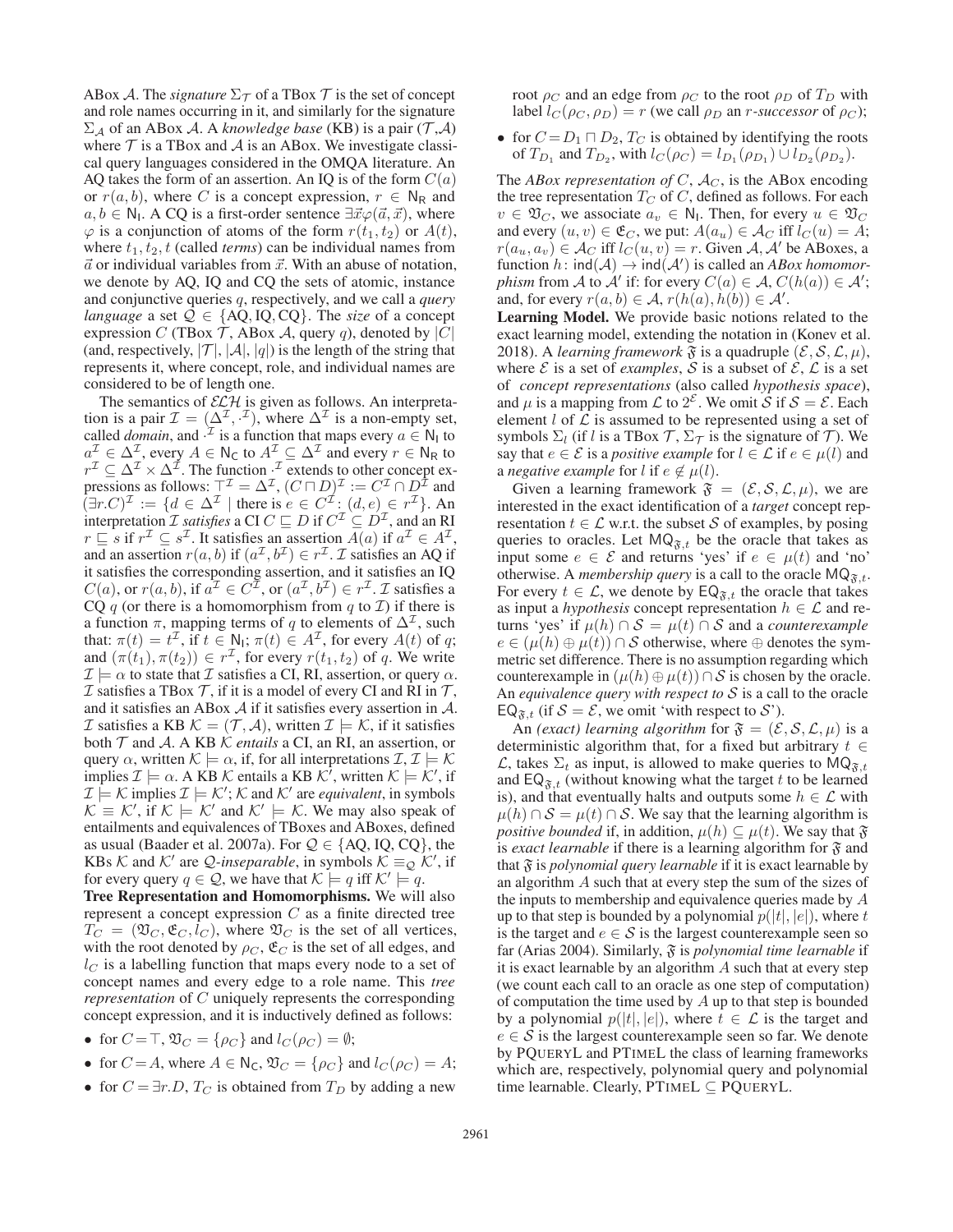ABox $\mathcal{A}$. The *signature* $\Sigma_\mathcal{T}$ of a TBox $\mathcal{T}$ is the set of concept and role names occurring in it, and similarly for the signature $\Sigma_\mathcal{A}$ of an ABox $\mathcal{A}$. A *knowledge base* (KB) is a pair $(\mathcal{T},\mathcal{A})$ where $\mathcal{T}$ is a TBox and $\mathcal{A}$ is an ABox. We investigate classical query languages considered in the OMQA literature. An AQ takes the form of an assertion. An IQ is of the form $C(a)$ or $r(a, b)$, where $C$ is a concept expression, $r \in \mathsf{N_R}$ and $a, b \in \mathsf{N_I}$. A CQ is a first-order sentence $\exists\vec{x}\varphi(\vec{a}, \vec{x})$, where $\varphi$ is a conjunction of atoms of the form $r(t_1, t_2)$ or $A(t)$, where $t_1, t_2, t$ (called *terms*) can be individual names from $\vec{a}$ or individual variables from $\vec{x}$. With an abuse of notation, we denote by AQ, IQ and CQ the sets of atomic, instance and conjunctive queries $q$, respectively, and we call a *query language* a set $\mathcal{Q} \in \{\text{AQ}, \text{IQ}, \text{CQ}\}$. The *size* of a concept expression $C$ (TBox $\mathcal{T}$, ABox $\mathcal{A}$, query $q$), denoted by $|C|$ (and, respectively, $|\mathcal{T}|$, $|\mathcal{A}|$, $|q|$) is the length of the string that represents it, where concept, role, and individual names are considered to be of length one.

The semantics of $\mathcal{ELH}$ is given as follows. An interpretation is a pair $\mathcal{I} = (\Delta^\mathcal{I}, \cdot^\mathcal{I})$, where $\Delta^\mathcal{I}$ is a non-empty set, called *domain*, and $\cdot^\mathcal{I}$ is a function that maps every $a \in \mathsf{N_I}$ to $a^\mathcal{I} \in \Delta^\mathcal{I}$, every $A \in \mathsf{N_C}$ to $A^\mathcal{I} \subseteq \Delta^\mathcal{I}$ and every $r \in \mathsf{N_R}$ to $r^\mathcal{I} \subseteq \Delta^\mathcal{I} \times \Delta^\mathcal{I}$. The function $\cdot^\mathcal{I}$ extends to other concept expressions as follows: $\top^\mathcal{I} = \Delta^\mathcal{I}$, $(C \sqcap D)^\mathcal{I} := C^\mathcal{I} \cap D^\mathcal{I}$ and $(\exists r.C)^\mathcal{I} := \{d \in \Delta^\mathcal{I} \mid \text{there is } e \in C^\mathcal{I} \colon (d, e) \in r^\mathcal{I}\}$. An interpretation $\mathcal{I}$ *satisfies* a CI $C \sqsubseteq D$ if $C^\mathcal{I} \subseteq D^\mathcal{I}$, and an RI $r \sqsubseteq s$ if $r^\mathcal{I} \subseteq s^\mathcal{I}$. It satisfies an assertion $A(a)$ if $a^\mathcal{I} \in A^\mathcal{I}$, and an assertion $r(a, b)$ if $(a^\mathcal{I}, b^\mathcal{I}) \in r^\mathcal{I}$. $\mathcal{I}$ satisfies an AQ if it satisfies the corresponding assertion, and it satisfies an IQ $C(a)$, or $r(a, b)$, if $a^\mathcal{I} \in C^\mathcal{I}$, or $(a^\mathcal{I}, b^\mathcal{I}) \in r^\mathcal{I}$. $\mathcal{I}$ satisfies a CQ $q$ (or there is a homomorphism from $q$ to $\mathcal{I}$) if there is a function $\pi$, mapping terms of $q$ to elements of $\Delta^\mathcal{I}$, such that: $\pi(t) = t^\mathcal{I}$, if $t \in \mathsf{N_I}$; $\pi(t) \in A^\mathcal{I}$, for every $A(t)$ of $q$; and $(\pi(t_1), \pi(t_2)) \in r^\mathcal{I}$, for every $r(t_1, t_2)$ of $q$. We write $\mathcal{I} \models \alpha$ to state that $\mathcal{I}$ satisfies a CI, RI, assertion, or query $\alpha$. $\mathcal{I}$ satisfies a TBox $\mathcal{T}$, if it is a model of every CI and RI in $\mathcal{T}$, and it satisfies an ABox $\mathcal{A}$ if it satisfies every assertion in $\mathcal{A}$. $\mathcal{I}$ satisfies a KB $\mathcal{K} = (\mathcal{T}, \mathcal{A})$, written $\mathcal{I} \models \mathcal{K}$, if it satisfies both $\mathcal{T}$ and $\mathcal{A}$. A KB $\mathcal{K}$ *entails* a CI, an RI, an assertion, or query $\alpha$, written $\mathcal{K} \models \alpha$, if, for all interpretations $\mathcal{I}$, $\mathcal{I} \models \mathcal{K}$ implies $\mathcal{I} \models \alpha$. A KB $\mathcal{K}$ entails a KB $\mathcal{K}'$, written $\mathcal{K} \models \mathcal{K}'$, if $\mathcal{I} \models \mathcal{K}$ implies $\mathcal{I} \models \mathcal{K}'$; $\mathcal{K}$ and $\mathcal{K}'$ are *equivalent*, in symbols $\mathcal{K} \equiv \mathcal{K}'$, if $\mathcal{K} \models \mathcal{K}'$ and $\mathcal{K}' \models \mathcal{K}$. We may also speak of entailments and equivalences of TBoxes and ABoxes, defined as usual (Baader et al. 2007a). For $\mathcal{Q} \in \{\text{AQ}, \text{IQ}, \text{CQ}\}$, the KBs $\mathcal{K}$ and $\mathcal{K}'$ are $\mathcal{Q}$*-inseparable*, in symbols $\mathcal{K} \equiv_\mathcal{Q} \mathcal{K}'$, if for every query $q \in \mathcal{Q}$, we have that $\mathcal{K} \models q$ iff $\mathcal{K}' \models q$.

**Tree Representation and Homomorphisms.** We will also represent a concept expression $C$ as a finite directed tree $T_C = (\mathfrak{V}_C, \mathfrak{E}_C, l_C)$, where $\mathfrak{V}_C$ is the set of all vertices, with the root denoted by $\rho_C$, $\mathfrak{E}_C$ is the set of all edges, and $l_C$ is a labelling function that maps every node to a set of concept names and every edge to a role name. This *tree representation* of $C$ uniquely represents the corresponding concept expression, and it is inductively defined as follows:

- for $C = \top$, $\mathfrak{V}_C = \{\rho_C\}$ and $l_C(\rho_C) = \emptyset$;
- for $C = A$, where $A \in \mathsf{N_C}$, $\mathfrak{V}_C = \{\rho_C\}$ and $l_C(\rho_C) = A$;
- for $C = \exists r.D$, $T_C$ is obtained from $T_D$ by adding a new root $\rho_C$ and an edge from $\rho_C$ to the root $\rho_D$ of $T_D$ with label $l_C(\rho_C, \rho_D) = r$ (we call $\rho_D$ an $r$*-successor* of $\rho_C$);
- for $C = D_1 \sqcap D_2$, $T_C$ is obtained by identifying the roots of $T_{D_1}$ and $T_{D_2}$, with $l_C(\rho_C) = l_{D_1}(\rho_{D_1}) \cup l_{D_2}(\rho_{D_2})$.

The *ABox representation of* $C$, $\mathcal{A}_C$, is the ABox encoding the tree representation $T_C$ of $C$, defined as follows. For each $v \in \mathfrak{V}_C$, we associate $a_v \in \mathsf{N_I}$. Then, for every $u \in \mathfrak{V}_C$ and every $(u, v) \in \mathfrak{E}_C$, we put: $A(a_u) \in \mathcal{A}_C$ iff $l_C(u) = A$; $r(a_u, a_v) \in \mathcal{A}_C$ iff $l_C(u, v) = r$. Given $\mathcal{A}, \mathcal{A}'$ be ABoxes, a function $h\colon \mathsf{ind}(\mathcal{A}) \to \mathsf{ind}(\mathcal{A}')$ is called an *ABox homomorphism* from $\mathcal{A}$ to $\mathcal{A}'$ if: for every $C(a) \in \mathcal{A}$, $C(h(a)) \in \mathcal{A}'$; and, for every $r(a, b) \in \mathcal{A}$, $r(h(a), h(b)) \in \mathcal{A}'$.

**Learning Model.** We provide basic notions related to the exact learning model, extending the notation in (Konev et al. 2018). A *learning framework* $\mathfrak{F}$ is a quadruple $(\mathcal{E}, \mathcal{S}, \mathcal{L}, \mu)$, where $\mathcal{E}$ is a set of *examples*, $\mathcal{S}$ is a subset of $\mathcal{E}$, $\mathcal{L}$ is a set of *concept representations* (also called *hypothesis space*), and $\mu$ is a mapping from $\mathcal{L}$ to $2^\mathcal{E}$. We omit $\mathcal{S}$ if $\mathcal{S} = \mathcal{E}$. Each element $l$ of $\mathcal{L}$ is assumed to be represented using a set of symbols $\Sigma_l$ (if $l$ is a TBox $\mathcal{T}$, $\Sigma_\mathcal{T}$ is the signature of $\mathcal{T}$). We say that $e \in \mathcal{E}$ is a *positive example* for $l \in \mathcal{L}$ if $e \in \mu(l)$ and a *negative example* for $l$ if $e \notin \mu(l)$.

Given a learning framework $\mathfrak{F} = (\mathcal{E}, \mathcal{S}, \mathcal{L}, \mu)$, we are interested in the exact identification of a *target* concept representation $t \in \mathcal{L}$ w.r.t. the subset $\mathcal{S}$ of examples, by posing queries to oracles. Let $\mathsf{MQ}_{\mathfrak{F},t}$ be the oracle that takes as input some $e \in \mathcal{E}$ and returns 'yes' if $e \in \mu(t)$ and 'no' otherwise. A *membership query* is a call to the oracle $\mathsf{MQ}_{\mathfrak{F},t}$. For every $t \in \mathcal{L}$, we denote by $\mathsf{EQ}_{\mathfrak{F},t}$ the oracle that takes as input a *hypothesis* concept representation $h \in \mathcal{L}$ and returns 'yes' if $\mu(h) \cap \mathcal{S} = \mu(t) \cap \mathcal{S}$ and a *counterexample* $e \in (\mu(h) \oplus \mu(t)) \cap \mathcal{S}$ otherwise, where $\oplus$ denotes the symmetric set difference. There is no assumption regarding which counterexample in $(\mu(h) \oplus \mu(t)) \cap \mathcal{S}$ is chosen by the oracle. An *equivalence query with respect to* $\mathcal{S}$ is a call to the oracle $\mathsf{EQ}_{\mathfrak{F},t}$ (if $\mathcal{S} = \mathcal{E}$, we omit 'with respect to $\mathcal{S}$').

An *(exact) learning algorithm* for $\mathfrak{F} = (\mathcal{E}, \mathcal{S}, \mathcal{L}, \mu)$ is a deterministic algorithm that, for a fixed but arbitrary $t \in \mathcal{L}$, takes $\Sigma_t$ as input, is allowed to make queries to $\mathsf{MQ}_{\mathfrak{F},t}$ and $\mathsf{EQ}_{\mathfrak{F},t}$ (without knowing what the target $t$ to be learned is), and that eventually halts and outputs some $h \in \mathcal{L}$ with $\mu(h) \cap \mathcal{S} = \mu(t) \cap \mathcal{S}$. We say that the learning algorithm is *positive bounded* if, in addition, $\mu(h) \subseteq \mu(t)$. We say that $\mathfrak{F}$ is *exact learnable* if there is a learning algorithm for $\mathfrak{F}$ and that $\mathfrak{F}$ is *polynomial query learnable* if it is exact learnable by an algorithm $A$ such that at every step the sum of the sizes of the inputs to membership and equivalence queries made by $A$ up to that step is bounded by a polynomial $p(|t|, |e|)$, where $t$ is the target and $e \in \mathcal{S}$ is the largest counterexample seen so far (Arias 2004). Similarly, $\mathfrak{F}$ is *polynomial time learnable* if it is exact learnable by an algorithm $A$ such that at every step (we count each call to an oracle as one step of computation) of computation the time used by $A$ up to that step is bounded by a polynomial $p(|t|, |e|)$, where $t \in \mathcal{L}$ is the target and $e \in \mathcal{S}$ is the largest counterexample seen so far. We denote by PQueryL and PTimeL the class of learning frameworks which are, respectively, polynomial query and polynomial time learnable. Clearly, PTimeL $\subseteq$ PQueryL.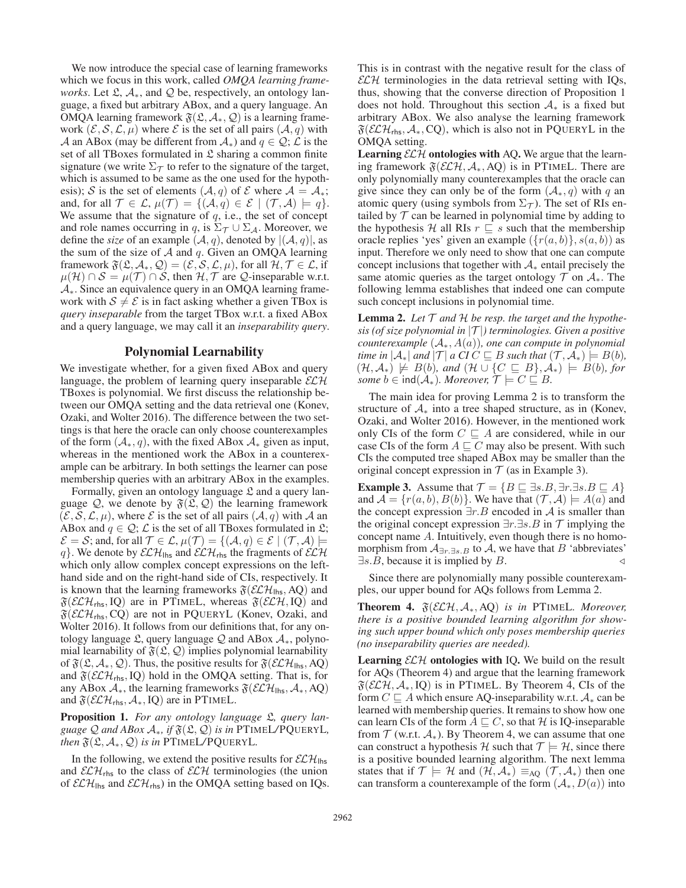We now introduce the special case of learning frameworks which we focus in this work, called *OMQA learning frameworks*. Let $\mathfrak{L}$, $\mathcal{A}_*$, and $\mathcal{Q}$ be, respectively, an ontology language, a fixed but arbitrary ABox, and a query language. An OMQA learning framework $\mathfrak{F}(\mathfrak{L}, \mathcal{A}_*, \mathcal{Q})$ is a learning framework $(\mathcal{E}, \mathcal{S}, \mathcal{L}, \mu)$ where $\mathcal{E}$ is the set of all pairs $(\mathcal{A}, q)$ with $\mathcal{A}$ an ABox (may be different from $\mathcal{A}_*$) and $q \in \mathcal{Q}$; $\mathcal{L}$ is the set of all TBoxes formulated in $\mathfrak{L}$ sharing a common finite signature (we write $\Sigma_\mathcal{T}$ to refer to the signature of the target, which is assumed to be same as the one used for the hypothesis); $\mathcal{S}$ is the set of elements $(\mathcal{A}, q)$ of $\mathcal{E}$ where $\mathcal{A} = \mathcal{A}_*$; and, for all $\mathcal{T} \in \mathcal{L}$, $\mu(\mathcal{T}) = \{(\mathcal{A}, q) \in \mathcal{E} \mid (\mathcal{T}, \mathcal{A}) \models q\}$. We assume that the signature of $q$, i.e., the set of concept and role names occurring in $q$, is $\Sigma_\mathcal{T} \cup \Sigma_\mathcal{A}$. Moreover, we define the *size* of an example $(\mathcal{A}, q)$, denoted by $|(\mathcal{A}, q)|$, as the sum of the size of $\mathcal{A}$ and $q$. Given an OMQA learning framework $\mathfrak{F}(\mathfrak{L}, \mathcal{A}_*, \mathcal{Q}) = (\mathcal{E}, \mathcal{S}, \mathcal{L}, \mu)$, for all $\mathcal{H}, \mathcal{T} \in \mathcal{L}$, if $\mu(\mathcal{H}) \cap \mathcal{S} = \mu(\mathcal{T}) \cap \mathcal{S}$, then $\mathcal{H}, \mathcal{T}$ are $\mathcal{Q}$-inseparable w.r.t. $\mathcal{A}_*$. Since an equivalence query in an OMQA learning framework with $\mathcal{S} \neq \mathcal{E}$ is in fact asking whether a given TBox is *query inseparable* from the target TBox w.r.t. a fixed ABox and a query language, we may call it an *inseparability query*.

## Polynomial Learnability

We investigate whether, for a given fixed ABox and query language, the problem of learning query inseparable $\mathcal{ELH}$ TBoxes is polynomial. We first discuss the relationship between our OMQA setting and the data retrieval one (Konev, Ozaki, and Wolter 2016). The difference between the two settings is that here the oracle can only choose counterexamples of the form $(\mathcal{A}_*, q)$, with the fixed ABox $\mathcal{A}_*$ given as input, whereas in the mentioned work the ABox in a counterexample can be arbitrary. In both settings the learner can pose membership queries with an arbitrary ABox in the examples.

Formally, given an ontology language $\mathfrak{L}$ and a query language $\mathcal{Q}$, we denote by $\mathfrak{F}(\mathfrak{L}, \mathcal{Q})$ the learning framework $(\mathcal{E}, \mathcal{S}, \mathcal{L}, \mu)$, where $\mathcal{E}$ is the set of all pairs $(\mathcal{A}, q)$ with $\mathcal{A}$ an ABox and $q \in \mathcal{Q}$; $\mathcal{L}$ is the set of all TBoxes formulated in $\mathfrak{L}$; $\mathcal{E} = \mathcal{S}$; and, for all $\mathcal{T} \in \mathcal{L}$, $\mu(\mathcal{T}) = \{(\mathcal{A}, q) \in \mathcal{E} \mid (\mathcal{T}, \mathcal{A}) \models q\}$. We denote by $\mathcal{ELH}_{\mathsf{lhs}}$ and $\mathcal{ELH}_{\mathsf{rhs}}$ the fragments of $\mathcal{ELH}$ which only allow complex concept expressions on the left-hand side and on the right-hand side of CIs, respectively. It is known that the learning frameworks $\mathfrak{F}(\mathcal{ELH}_{\mathsf{lhs}}, \text{AQ})$ and $\mathfrak{F}(\mathcal{ELH}_{\mathsf{rhs}}, \text{IQ})$ are in PTIMEL, whereas $\mathfrak{F}(\mathcal{ELH}, \text{IQ})$ and $\mathfrak{F}(\mathcal{ELH}_{\mathsf{rhs}}, \text{CQ})$ are not in PQUERYL (Konev, Ozaki, and Wolter 2016). It follows from our definitions that, for any ontology language $\mathfrak{L}$, query language $\mathcal{Q}$ and ABox $\mathcal{A}_*$, polynomial learnability of $\mathfrak{F}(\mathfrak{L}, \mathcal{Q})$ implies polynomial learnability of $\mathfrak{F}(\mathfrak{L}, \mathcal{A}_*, \mathcal{Q})$. Thus, the positive results for $\mathfrak{F}(\mathcal{ELH}_{\mathsf{lhs}}, \text{AQ})$ and $\mathfrak{F}(\mathcal{ELH}_{\mathsf{rhs}}, \text{IQ})$ hold in the OMQA setting. That is, for any ABox $\mathcal{A}_*$, the learning frameworks $\mathfrak{F}(\mathcal{ELH}_{\mathsf{lhs}}, \mathcal{A}_*, \text{AQ})$ and $\mathfrak{F}(\mathcal{ELH}_{\mathsf{rhs}}, \mathcal{A}_*, \text{IQ})$ are in PTIMEL.

**Proposition 1.** *For any ontology language $\mathfrak{L}$, query language $\mathcal{Q}$ and ABox $\mathcal{A}_*$, if $\mathfrak{F}(\mathfrak{L}, \mathcal{Q})$ is in PTIMEL/PQUERYL, then $\mathfrak{F}(\mathfrak{L}, \mathcal{A}_*, \mathcal{Q})$ is in PTIMEL/PQUERYL.*

In the following, we extend the positive results for $\mathcal{ELH}_{\mathsf{lhs}}$ and $\mathcal{ELH}_{\mathsf{rhs}}$ to the class of $\mathcal{ELH}$ terminologies (the union of $\mathcal{ELH}_{\mathsf{lhs}}$ and $\mathcal{ELH}_{\mathsf{rhs}}$) in the OMQA setting based on IQs. This is in contrast with the negative result for the class of $\mathcal{ELH}$ terminologies in the data retrieval setting with IQs, thus, showing that the converse direction of Proposition 1 does not hold. Throughout this section $\mathcal{A}_*$ is a fixed but arbitrary ABox. We also analyse the learning framework $\mathfrak{F}(\mathcal{ELH}_{\mathsf{rhs}}, \mathcal{A}_*, \text{CQ})$, which is also not in PQUERYL in the OMQA setting.

**Learning $\mathcal{ELH}$ ontologies with AQ.** We argue that the learning framework $\mathfrak{F}(\mathcal{ELH}, \mathcal{A}_*, \text{AQ})$ is in PTIMEL. There are only polynomially many counterexamples that the oracle can give since they can only be of the form $(\mathcal{A}_*, q)$ with $q$ an atomic query (using symbols from $\Sigma_\mathcal{T}$). The set of RIs entailed by $\mathcal{T}$ can be learned in polynomial time by adding to the hypothesis $\mathcal{H}$ all RIs $r \sqsubseteq s$ such that the membership oracle replies 'yes' given an example $(\{r(a, b)\}, s(a, b))$ as input. Therefore we only need to show that one can compute concept inclusions that together with $\mathcal{A}_*$ entail precisely the same atomic queries as the target ontology $\mathcal{T}$ on $\mathcal{A}_*$. The following lemma establishes that indeed one can compute such concept inclusions in polynomial time.

**Lemma 2.** *Let $\mathcal{T}$ and $\mathcal{H}$ be resp. the target and the hypothesis (of size polynomial in $|\mathcal{T}|$) terminologies. Given a positive counterexample $(\mathcal{A}_*, A(a))$, one can compute in polynomial time in $|\mathcal{A}_*|$ and $|\mathcal{T}|$ a CI $C \sqsubseteq B$ such that $(\mathcal{T}, \mathcal{A}_*) \models B(b)$, $(\mathcal{H}, \mathcal{A}_*) \not\models B(b)$, and $(\mathcal{H} \cup \{C \sqsubseteq B\}, \mathcal{A}_*) \models B(b)$, for some $b \in \mathsf{ind}(\mathcal{A}_*)$. Moreover, $\mathcal{T} \models C \sqsubseteq B$.*

The main idea for proving Lemma 2 is to transform the structure of $\mathcal{A}_*$ into a tree shaped structure, as in (Konev, Ozaki, and Wolter 2016). However, in the mentioned work only CIs of the form $C \sqsubseteq A$ are considered, while in our case CIs of the form $A \sqsubseteq C$ may also be present. With such CIs the computed tree shaped ABox may be smaller than the original concept expression in $\mathcal{T}$ (as in Example 3).

**Example 3.** Assume that $\mathcal{T} = \{B \sqsubseteq \exists s.B, \exists r.\exists s.B \sqsubseteq A\}$ and $\mathcal{A} = \{r(a, b), B(b)\}$. We have that $(\mathcal{T}, \mathcal{A}) \models A(a)$ and the concept expression $\exists r.B$ encoded in $\mathcal{A}$ is smaller than the original concept expression $\exists r.\exists s.B$ in $\mathcal{T}$ implying the concept name $A$. Intuitively, even though there is no homomorphism from $\mathcal{A}_{\exists r.\exists s.B}$ to $\mathcal{A}$, we have that $B$ 'abbreviates' $\exists s.B$, because it is implied by $B$. ◁

Since there are polynomially many possible counterexamples, our upper bound for AQs follows from Lemma 2.

**Theorem 4.** *$\mathfrak{F}(\mathcal{ELH}, \mathcal{A}_*, \text{AQ})$ is in PTIMEL. Moreover, there is a positive bounded learning algorithm for showing such upper bound which only poses membership queries (no inseparability queries are needed).*

**Learning $\mathcal{ELH}$ ontologies with IQ.** We build on the result for AQs (Theorem 4) and argue that the learning framework $\mathfrak{F}(\mathcal{ELH}, \mathcal{A}_*, \text{IQ})$ is in PTIMEL. By Theorem 4, CIs of the form $C \sqsubseteq A$ which ensure AQ-inseparability w.r.t. $\mathcal{A}_*$ can be learned with membership queries. It remains to show how one can learn CIs of the form $A \sqsubseteq C$, so that $\mathcal{H}$ is IQ-inseparable from $\mathcal{T}$ (w.r.t. $\mathcal{A}_*$). By Theorem 4, we can assume that one can construct a hypothesis $\mathcal{H}$ such that $\mathcal{T} \models \mathcal{H}$, since there is a positive bounded learning algorithm. The next lemma states that if $\mathcal{T} \models \mathcal{H}$ and $(\mathcal{H}, \mathcal{A}_*) \equiv_{\text{AQ}} (\mathcal{T}, \mathcal{A}_*)$ then one can transform a counterexample of the form $(\mathcal{A}_*, D(a))$ into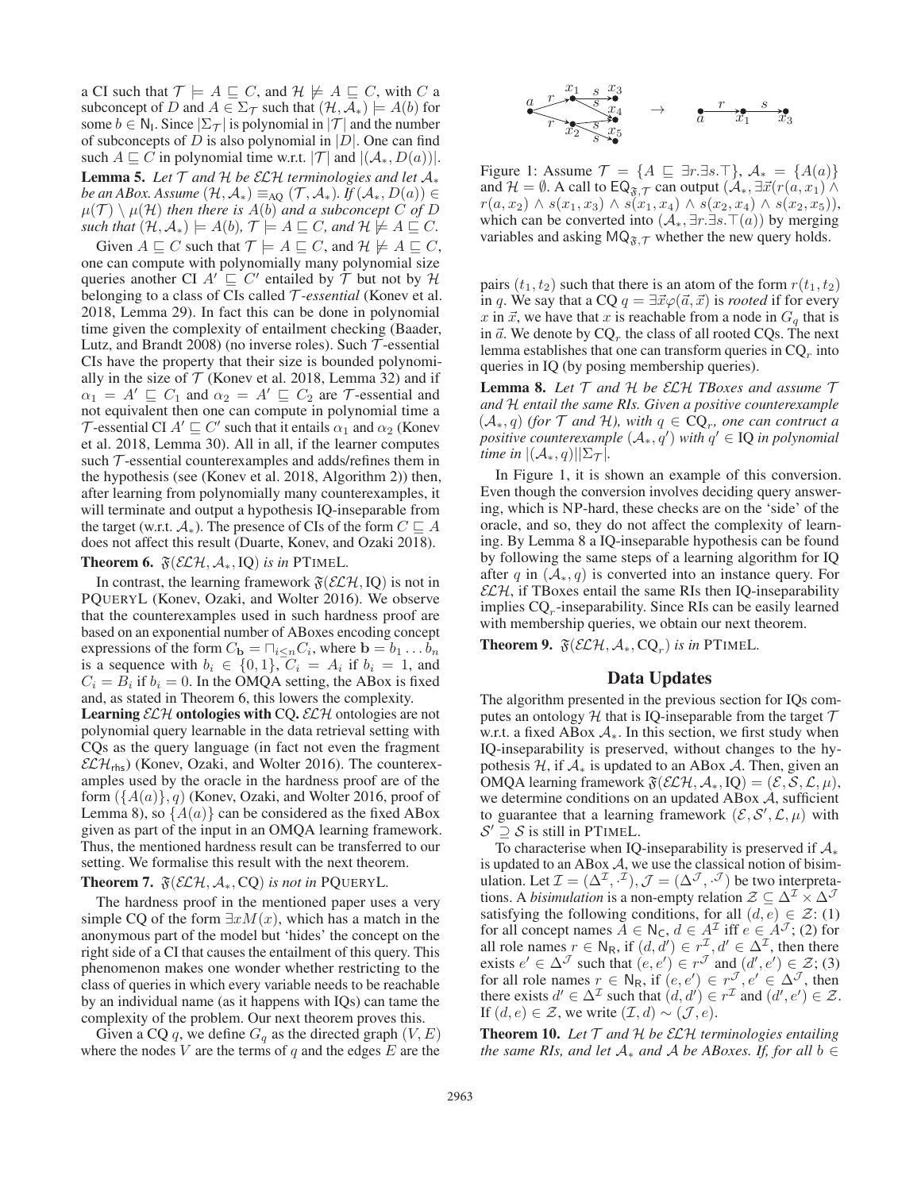a CI such that $\mathcal{T} \models A \sqsubseteq C$, and $\mathcal{H} \not\models A \sqsubseteq C$, with $C$ a subconcept of $D$ and $A \in \Sigma_\mathcal{T}$ such that $(\mathcal{H}, \mathcal{A}_*) \models A(b)$ for some $b \in \mathsf{N_I}$. Since $|\Sigma_\mathcal{T}|$ is polynomial in $|\mathcal{T}|$ and the number of subconcepts of $D$ is also polynomial in $|D|$. One can find such $A \sqsubseteq C$ in polynomial time w.r.t. $|\mathcal{T}|$ and $|(\mathcal{A}_*, D(a))|$.

**Lemma 5.** *Let $\mathcal{T}$ and $\mathcal{H}$ be $\mathcal{ELH}$ terminologies and let $\mathcal{A}_*$ be an ABox. Assume $(\mathcal{H}, \mathcal{A}_*) \equiv_{\mathsf{AQ}} (\mathcal{T}, \mathcal{A}_*)$. If $(\mathcal{A}_*, D(a)) \in \mu(\mathcal{T}) \setminus \mu(\mathcal{H})$ then there is $A(b)$ and a subconcept $C$ of $D$ such that $(\mathcal{H}, \mathcal{A}_*) \models A(b)$, $\mathcal{T} \models A \sqsubseteq C$, and $\mathcal{H} \not\models A \sqsubseteq C$.*

Given $A \sqsubseteq C$ such that $\mathcal{T} \models A \sqsubseteq C$, and $\mathcal{H} \not\models A \sqsubseteq C$, one can compute with polynomially many polynomial size queries another CI $A' \sqsubseteq C'$ entailed by $\mathcal{T}$ but not by $\mathcal{H}$ belonging to a class of CIs called $\mathcal{T}$*-essential* (Konev et al. 2018, Lemma 29). In fact this can be done in polynomial time given the complexity of entailment checking (Baader, Lutz, and Brandt 2008) (no inverse roles). Such $\mathcal{T}$-essential CIs have the property that their size is bounded polynomially in the size of $\mathcal{T}$ (Konev et al. 2018, Lemma 32) and if $\alpha_1 = A' \sqsubseteq C_1$ and $\alpha_2 = A' \sqsubseteq C_2$ are $\mathcal{T}$-essential and not equivalent then one can compute in polynomial time a $\mathcal{T}$-essential CI $A' \sqsubseteq C'$ such that it entails $\alpha_1$ and $\alpha_2$ (Konev et al. 2018, Lemma 30). All in all, if the learner computes such $\mathcal{T}$-essential counterexamples and adds/refines them in the hypothesis (see (Konev et al. 2018, Algorithm 2)) then, after learning from polynomially many counterexamples, it will terminate and output a hypothesis IQ-inseparable from the target (w.r.t. $\mathcal{A}_*$). The presence of CIs of the form $C \sqsubseteq A$ does not affect this result (Duarte, Konev, and Ozaki 2018).

**Theorem 6.** $\mathfrak{F}(\mathcal{ELH}, \mathcal{A}_*, \mathrm{IQ})$ *is in* PTIMEL.

In contrast, the learning framework $\mathfrak{F}(\mathcal{ELH}, \mathrm{IQ})$ is not in PQUERYL (Konev, Ozaki, and Wolter 2016). We observe that the counterexamples used in such hardness proof are based on an exponential number of ABoxes encoding concept expressions of the form $C_\mathbf{b} = \sqcap_{i \leq n} C_i$, where $\mathbf{b} = b_1 \ldots b_n$ is a sequence with $b_i \in \{0, 1\}$, $C_i = A_i$ if $b_i = 1$, and $C_i = B_i$ if $b_i = 0$. In the OMQA setting, the ABox is fixed and, as stated in Theorem 6, this lowers the complexity.

**Learning $\mathcal{ELH}$ ontologies with CQ.** $\mathcal{ELH}$ ontologies are not polynomial query learnable in the data retrieval setting with CQs as the query language (in fact not even the fragment $\mathcal{ELH}_{\mathsf{rhs}}$) (Konev, Ozaki, and Wolter 2016). The counterexamples used by the oracle in the hardness proof are of the form $(\{A(a)\}, q)$ (Konev, Ozaki, and Wolter 2016, proof of Lemma 8), so $\{A(a)\}$ can be considered as the fixed ABox given as part of the input in an OMQA learning framework. Thus, the mentioned hardness result can be transferred to our setting. We formalise this result with the next theorem.

**Theorem 7.** $\mathfrak{F}(\mathcal{ELH}, \mathcal{A}_*, \mathrm{CQ})$ *is not in* PQUERYL.

The hardness proof in the mentioned paper uses a very simple CQ of the form $\exists x M(x)$, which has a match in the anonymous part of the model but 'hides' the concept on the right side of a CI that causes the entailment of this query. This phenomenon makes one wonder whether restricting to the class of queries in which every variable needs to be reachable by an individual name (as it happens with IQs) can tame the complexity of the problem. Our next theorem proves this.

Given a CQ $q$, we define $G_q$ as the directed graph $(V, E)$ where the nodes $V$ are the terms of $q$ and the edges $E$ are the pairs $(t_1, t_2)$ such that there is an atom of the form $r(t_1, t_2)$ in $q$. We say that a CQ $q = \exists \vec{x} \varphi(\vec{a}, \vec{x})$ is *rooted* if for every $x$ in $\vec{x}$, we have that $x$ is reachable from a node in $G_q$ that is in $\vec{a}$. We denote by $\mathrm{CQ}_r$ the class of all rooted CQs. The next lemma establishes that one can transform queries in $\mathrm{CQ}_r$ into queries in IQ (by posing membership queries).

Figure 1: Assume $\mathcal{T} = \{A \sqsubseteq \exists r.\exists s.\top\}$, $\mathcal{A}_* = \{A(a)\}$ and $\mathcal{H} = \emptyset$. A call to $\mathsf{EQ}_{\mathfrak{F},\mathcal{T}}$ can output $(\mathcal{A}_*, \exists \vec{x}(r(a, x_1) \wedge r(a, x_2) \wedge s(x_1, x_3) \wedge s(x_1, x_4) \wedge s(x_2, x_4) \wedge s(x_2, x_5))$, which can be converted into $(\mathcal{A}_*, \exists r.\exists s.\top(a))$ by merging variables and asking $\mathsf{MQ}_{\mathfrak{F},\mathcal{T}}$ whether the new query holds.

**Lemma 8.** *Let $\mathcal{T}$ and $\mathcal{H}$ be $\mathcal{ELH}$ TBoxes and assume $\mathcal{T}$ and $\mathcal{H}$ entail the same RIs. Given a positive counterexample $(\mathcal{A}_*, q)$ (for $\mathcal{T}$ and $\mathcal{H}$), with $q \in \mathrm{CQ}_r$, one can contruct a positive counterexample $(\mathcal{A}_*, q')$ with $q' \in \mathrm{IQ}$ in polynomial time in $|(\mathcal{A}_*, q)||\Sigma_\mathcal{T}|$.*

In Figure 1, it is shown an example of this conversion. Even though the conversion involves deciding query answering, which is NP-hard, these checks are on the 'side' of the oracle, and so, they do not affect the complexity of learning. By Lemma 8 a IQ-inseparable hypothesis can be found by following the same steps of a learning algorithm for IQ after $q$ in $(\mathcal{A}_*, q)$ is converted into an instance query. For $\mathcal{ELH}$, if TBoxes entail the same RIs then IQ-inseparability implies $\mathrm{CQ}_r$-inseparability. Since RIs can be easily learned with membership queries, we obtain our next theorem.

**Theorem 9.** $\mathfrak{F}(\mathcal{ELH}, \mathcal{A}_*, \mathrm{CQ}_r)$ *is in* PTIMEL.

## Data Updates

The algorithm presented in the previous section for IQs computes an ontology $\mathcal{H}$ that is IQ-inseparable from the target $\mathcal{T}$ w.r.t. a fixed ABox $\mathcal{A}_*$. In this section, we first study when IQ-inseparability is preserved, without changes to the hypothesis $\mathcal{H}$, if $\mathcal{A}_*$ is updated to an ABox $\mathcal{A}$. Then, given an OMQA learning framework $\mathfrak{F}(\mathcal{ELH}, \mathcal{A}_*, \mathrm{IQ}) = (\mathcal{E}, \mathcal{S}, \mathcal{L}, \mu)$, we determine conditions on an updated ABox $\mathcal{A}$, sufficient to guarantee that a learning framework $(\mathcal{E}, \mathcal{S}', \mathcal{L}, \mu)$ with $\mathcal{S}' \supseteq \mathcal{S}$ is still in PTIMEL.

To characterise when IQ-inseparability is preserved if $\mathcal{A}_*$ is updated to an ABox $\mathcal{A}$, we use the classical notion of bisimulation. Let $\mathcal{I} = (\Delta^\mathcal{I}, \cdot^\mathcal{I}), \mathcal{J} = (\Delta^\mathcal{J}, \cdot^\mathcal{J})$ be two interpretations. A *bisimulation* is a non-empty relation $\mathcal{Z} \subseteq \Delta^\mathcal{I} \times \Delta^\mathcal{J}$ satisfying the following conditions, for all $(d, e) \in \mathcal{Z}$: (1) for all concept names $A \in \mathsf{N_C}$, $d \in A^\mathcal{I}$ iff $e \in A^\mathcal{J}$; (2) for all role names $r \in \mathsf{N_R}$, if $(d, d') \in r^\mathcal{I}, d' \in \Delta^\mathcal{I}$, then there exists $e' \in \Delta^\mathcal{J}$ such that $(e, e') \in r^\mathcal{J}$ and $(d', e') \in \mathcal{Z}$; (3) for all role names $r \in \mathsf{N_R}$, if $(e, e') \in r^\mathcal{J}, e' \in \Delta^\mathcal{J}$, then there exists $d' \in \Delta^\mathcal{I}$ such that $(d, d') \in r^\mathcal{I}$ and $(d', e') \in \mathcal{Z}$. If $(d, e) \in \mathcal{Z}$, we write $(\mathcal{I}, d) \sim (\mathcal{J}, e)$.

**Theorem 10.** *Let $\mathcal{T}$ and $\mathcal{H}$ be $\mathcal{ELH}$ terminologies entailing the same RIs, and let $\mathcal{A}_*$ and $\mathcal{A}$ be ABoxes. If, for all $b \in$*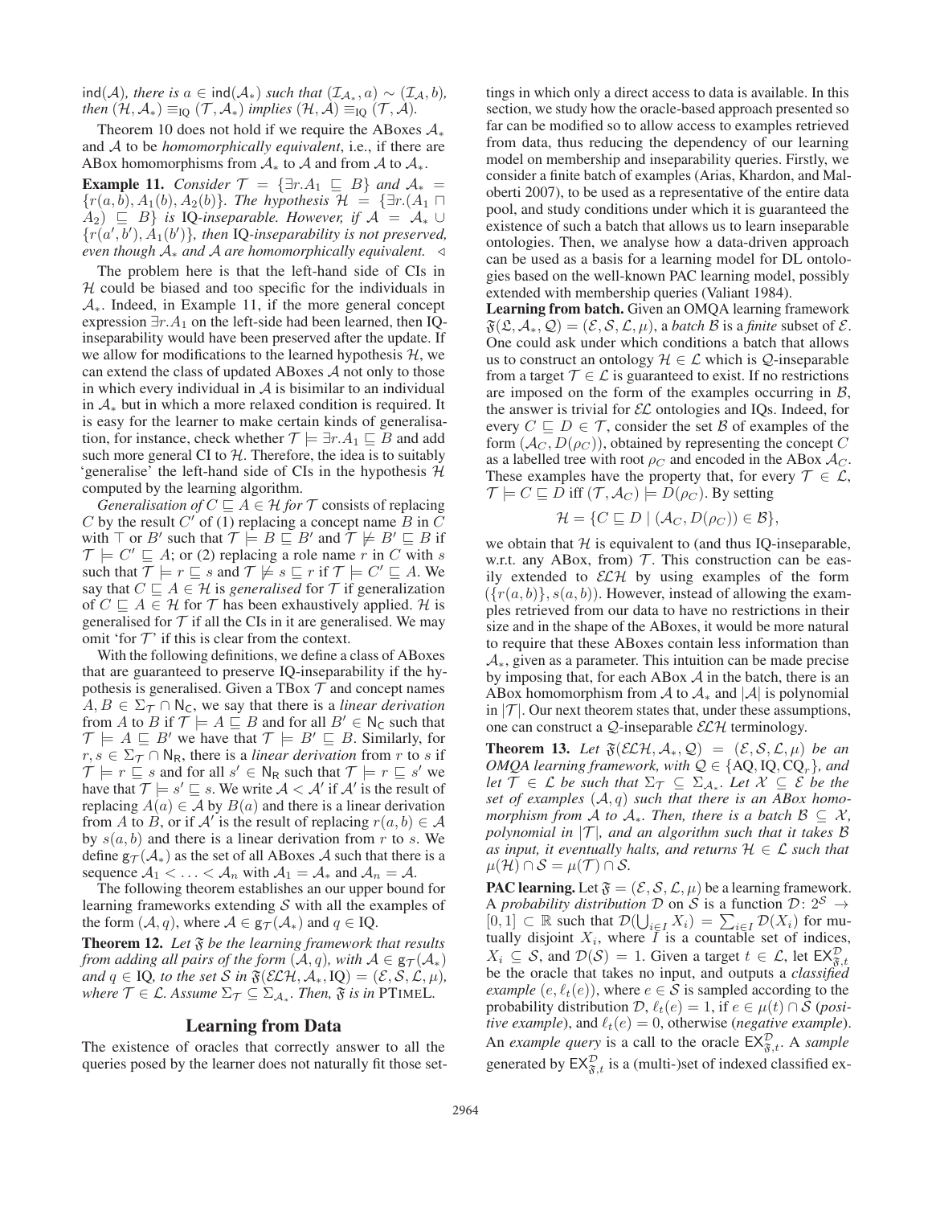$\mathsf{ind}(\mathcal{A})$*, there is* $a \in \mathsf{ind}(\mathcal{A}_*)$ *such that* $(\mathcal{I}_{\mathcal{A}_*}, a) \sim (\mathcal{I}_{\mathcal{A}}, b)$*, then* $(\mathcal{H}, \mathcal{A}_*) \equiv_{\mathrm{IQ}} (\mathcal{T}, \mathcal{A}_*)$ *implies* $(\mathcal{H}, \mathcal{A}) \equiv_{\mathrm{IQ}} (\mathcal{T}, \mathcal{A})$*.*

Theorem 10 does not hold if we require the ABoxes $\mathcal{A}_*$ and $\mathcal{A}$ to be *homomorphically equivalent*, i.e., if there are ABox homomorphisms from $\mathcal{A}_*$ to $\mathcal{A}$ and from $\mathcal{A}$ to $\mathcal{A}_*$.

**Example 11.** *Consider* $\mathcal{T} = \{\exists r.A_1 \sqsubseteq B\}$ *and* $\mathcal{A}_* = \{r(a, b), A_1(b), A_2(b)\}$*. The hypothesis* $\mathcal{H} = \{\exists r.(A_1 \sqcap A_2) \sqsubseteq B\}$ *is* IQ*-inseparable. However, if* $\mathcal{A} = \mathcal{A}_* \cup \{r(a', b'), A_1(b')\}$*, then* IQ*-inseparability is not preserved, even though* $\mathcal{A}_*$ *and* $\mathcal{A}$ *are homomorphically equivalent.* ◁

The problem here is that the left-hand side of CIs in $\mathcal{H}$ could be biased and too specific for the individuals in $\mathcal{A}_*$. Indeed, in Example 11, if the more general concept expression $\exists r.A_1$ on the left-side had been learned, then IQ-inseparability would have been preserved after the update. If we allow for modifications to the learned hypothesis $\mathcal{H}$, we can extend the class of updated ABoxes $\mathcal{A}$ not only to those in which every individual in $\mathcal{A}$ is bisimilar to an individual in $\mathcal{A}_*$ but in which a more relaxed condition is required. It is easy for the learner to make certain kinds of generalisation, for instance, check whether $\mathcal{T} \models \exists r.A_1 \sqsubseteq B$ and add such more general CI to $\mathcal{H}$. Therefore, the idea is to suitably 'generalise' the left-hand side of CIs in the hypothesis $\mathcal{H}$ computed by the learning algorithm.

*Generalisation of* $C \sqsubseteq A \in \mathcal{H}$ *for* $\mathcal{T}$ consists of replacing $C$ by the result $C'$ of (1) replacing a concept name $B$ in $C$ with $\top$ or $B'$ such that $\mathcal{T} \models B \sqsubseteq B'$ and $\mathcal{T} \not\models B' \sqsubseteq B$ if $\mathcal{T} \models C' \sqsubseteq A$; or (2) replacing a role name $r$ in $C$ with $s$ such that $\mathcal{T} \models r \sqsubseteq s$ and $\mathcal{T} \not\models s \sqsubseteq r$ if $\mathcal{T} \models C' \sqsubseteq A$. We say that $C \sqsubseteq A \in \mathcal{H}$ is *generalised* for $\mathcal{T}$ if generalization of $C \sqsubseteq A \in \mathcal{H}$ for $\mathcal{T}$ has been exhaustively applied. $\mathcal{H}$ is generalised for $\mathcal{T}$ if all the CIs in it are generalised. We may omit 'for $\mathcal{T}$' if this is clear from the context.

With the following definitions, we define a class of ABoxes that are guaranteed to preserve IQ-inseparability if the hypothesis is generalised. Given a TBox $\mathcal{T}$ and concept names $A, B \in \Sigma_{\mathcal{T}} \cap \mathsf{N_C}$, we say that there is a *linear derivation* from $A$ to $B$ if $\mathcal{T} \models A \sqsubseteq B$ and for all $B' \in \mathsf{N_C}$ such that $\mathcal{T} \models A \sqsubseteq B'$ we have that $\mathcal{T} \models B' \sqsubseteq B$. Similarly, for $r, s \in \Sigma_{\mathcal{T}} \cap \mathsf{N_R}$, there is a *linear derivation* from $r$ to $s$ if $\mathcal{T} \models r \sqsubseteq s$ and for all $s' \in \mathsf{N_R}$ such that $\mathcal{T} \models r \sqsubseteq s'$ we have that $\mathcal{T} \models s' \sqsubseteq s$. We write $\mathcal{A} < \mathcal{A}'$ if $\mathcal{A}'$ is the result of replacing $A(a) \in \mathcal{A}$ by $B(a)$ and there is a linear derivation from $A$ to $B$, or if $\mathcal{A}'$ is the result of replacing $r(a, b) \in \mathcal{A}$ by $s(a, b)$ and there is a linear derivation from $r$ to $s$. We define $\mathsf{g}_{\mathcal{T}}(\mathcal{A}_*)$ as the set of all ABoxes $\mathcal{A}$ such that there is a sequence $\mathcal{A}_1 < \ldots < \mathcal{A}_n$ with $\mathcal{A}_1 = \mathcal{A}_*$ and $\mathcal{A}_n = \mathcal{A}$.

The following theorem establishes an our upper bound for learning frameworks extending $\mathcal{S}$ with all the examples of the form $(\mathcal{A}, q)$, where $\mathcal{A} \in \mathsf{g}_{\mathcal{T}}(\mathcal{A}_*)$ and $q \in \mathrm{IQ}$.

**Theorem 12.** *Let* $\mathfrak{F}$ *be the learning framework that results from adding all pairs of the form* $(\mathcal{A}, q)$*, with* $\mathcal{A} \in \mathsf{g}_{\mathcal{T}}(\mathcal{A}_*)$ *and* $q \in \mathrm{IQ}$*, to the set* $\mathcal{S}$ *in* $\mathfrak{F}(\mathcal{ELH}, \mathcal{A}_*, \mathrm{IQ}) = (\mathcal{E}, \mathcal{S}, \mathcal{L}, \mu)$*, where* $\mathcal{T} \in \mathcal{L}$*. Assume* $\Sigma_{\mathcal{T}} \subseteq \Sigma_{\mathcal{A}_*}$*. Then,* $\mathfrak{F}$ *is in* PTIMEL*.*

## Learning from Data

The existence of oracles that correctly answer to all the queries posed by the learner does not naturally fit those settings in which only a direct access to data is available. In this section, we study how the oracle-based approach presented so far can be modified so to allow access to examples retrieved from data, thus reducing the dependency of our learning model on membership and inseparability queries. Firstly, we consider a finite batch of examples (Arias, Khardon, and Maloberti 2007), to be used as a representative of the entire data pool, and study conditions under which it is guaranteed the existence of such a batch that allows us to learn inseparable ontologies. Then, we analyse how a data-driven approach can be used as a basis for a learning model for DL ontologies based on the well-known PAC learning model, possibly extended with membership queries (Valiant 1984).

**Learning from batch.** Given an OMQA learning framework $\mathfrak{F}(\mathfrak{L}, \mathcal{A}_*, \mathcal{Q}) = (\mathcal{E}, \mathcal{S}, \mathcal{L}, \mu)$, a *batch* $\mathcal{B}$ is a *finite* subset of $\mathcal{E}$. One could ask under which conditions a batch that allows us to construct an ontology $\mathcal{H} \in \mathcal{L}$ which is $\mathcal{Q}$-inseparable from a target $\mathcal{T} \in \mathcal{L}$ is guaranteed to exist. If no restrictions are imposed on the form of the examples occurring in $\mathcal{B}$, the answer is trivial for $\mathcal{EL}$ ontologies and IQs. Indeed, for every $C \sqsubseteq D \in \mathcal{T}$, consider the set $\mathcal{B}$ of examples of the form $(\mathcal{A}_C, D(\rho_C))$, obtained by representing the concept $C$ as a labelled tree with root $\rho_C$ and encoded in the ABox $\mathcal{A}_C$. These examples have the property that, for every $\mathcal{T} \in \mathcal{L}$, $\mathcal{T} \models C \sqsubseteq D$ iff $(\mathcal{T}, \mathcal{A}_C) \models D(\rho_C)$. By setting

$$\mathcal{H} = \{C \sqsubseteq D \mid (\mathcal{A}_C, D(\rho_C)) \in \mathcal{B}\},$$

we obtain that $\mathcal{H}$ is equivalent to (and thus IQ-inseparable, w.r.t. any ABox, from) $\mathcal{T}$. This construction can be easily extended to $\mathcal{ELH}$ by using examples of the form $(\{r(a, b)\}, s(a, b))$. However, instead of allowing the examples retrieved from our data to have no restrictions in their size and in the shape of the ABoxes, it would be more natural to require that these ABoxes contain less information than $\mathcal{A}_*$, given as a parameter. This intuition can be made precise by imposing that, for each ABox $\mathcal{A}$ in the batch, there is an ABox homomorphism from $\mathcal{A}$ to $\mathcal{A}_*$ and $|\mathcal{A}|$ is polynomial in $|\mathcal{T}|$. Our next theorem states that, under these assumptions, one can construct a $\mathcal{Q}$-inseparable $\mathcal{ELH}$ terminology.

**Theorem 13.** *Let* $\mathfrak{F}(\mathcal{ELH}, \mathcal{A}_*, \mathcal{Q}) = (\mathcal{E}, \mathcal{S}, \mathcal{L}, \mu)$ *be an OMQA learning framework, with* $\mathcal{Q} \in \{\mathrm{AQ}, \mathrm{IQ}, \mathrm{CQ}_r\}$*, and let* $\mathcal{T} \in \mathcal{L}$ *be such that* $\Sigma_{\mathcal{T}} \subseteq \Sigma_{\mathcal{A}_*}$*. Let* $\mathcal{X} \subseteq \mathcal{E}$ *be the set of examples* $(\mathcal{A}, q)$ *such that there is an ABox homomorphism from* $\mathcal{A}$ *to* $\mathcal{A}_*$*. Then, there is a batch* $\mathcal{B} \subseteq \mathcal{X}$*, polynomial in* $|\mathcal{T}|$*, and an algorithm such that it takes* $\mathcal{B}$ *as input, it eventually halts, and returns* $\mathcal{H} \in \mathcal{L}$ *such that* $\mu(\mathcal{H}) \cap \mathcal{S} = \mu(\mathcal{T}) \cap \mathcal{S}$*.*

**PAC learning.** Let $\mathfrak{F} = (\mathcal{E}, \mathcal{S}, \mathcal{L}, \mu)$ be a learning framework. A *probability distribution* $\mathcal{D}$ on $\mathcal{S}$ is a function $\mathcal{D}\colon 2^{\mathcal{S}} \to [0, 1] \subset \mathbb{R}$ such that $\mathcal{D}(\bigcup_{i \in I} X_i) = \sum_{i \in I} \mathcal{D}(X_i)$ for mutually disjoint $X_i$, where $I$ is a countable set of indices, $X_i \subseteq \mathcal{S}$, and $\mathcal{D}(\mathcal{S}) = 1$. Given a target $t \in \mathcal{L}$, let $\mathsf{EX}^{\mathcal{D}}_{\mathfrak{F}, t}$ be the oracle that takes no input, and outputs a *classified example* $(e, \ell_t(e))$, where $e \in \mathcal{S}$ is sampled according to the probability distribution $\mathcal{D}$, $\ell_t(e) = 1$, if $e \in \mu(t) \cap \mathcal{S}$ (*positive example*), and $\ell_t(e) = 0$, otherwise (*negative example*). An *example query* is a call to the oracle $\mathsf{EX}^{\mathcal{D}}_{\mathfrak{F}, t}$. A *sample* generated by $\mathsf{EX}^{\mathcal{D}}_{\mathfrak{F}, t}$ is a (multi-)set of indexed classified ex-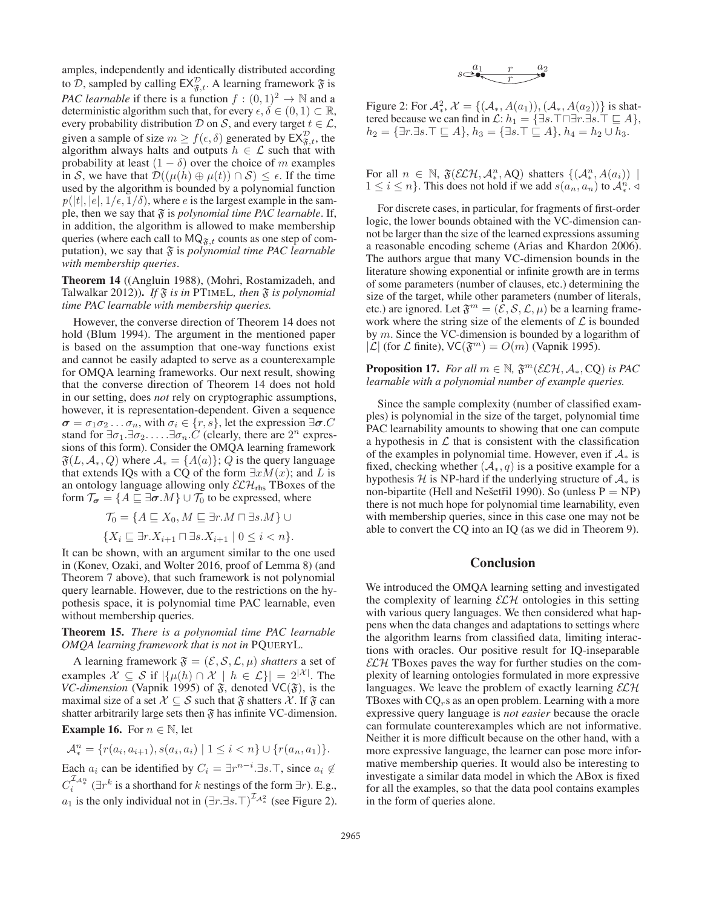amples, independently and identically distributed according to $\mathcal{D}$, sampled by calling $\mathsf{EX}^{\mathcal{D}}_{\mathfrak{F},t}$. A learning framework $\mathfrak{F}$ is *PAC learnable* if there is a function $f : (0, 1)^2 \to \mathbb{N}$ and a deterministic algorithm such that, for every $\epsilon, \delta \in (0, 1) \subset \mathbb{R}$, every probability distribution $\mathcal{D}$ on $\mathcal{S}$, and every target $t \in \mathcal{L}$, given a sample of size $m \geq f(\epsilon, \delta)$ generated by $\mathsf{EX}^{\mathcal{D}}_{\mathfrak{F},t}$, the algorithm always halts and outputs $h \in \mathcal{L}$ such that with probability at least $(1 - \delta)$ over the choice of $m$ examples in $\mathcal{S}$, we have that $\mathcal{D}((\mu(h) \oplus \mu(t)) \cap \mathcal{S}) \leq \epsilon$. If the time used by the algorithm is bounded by a polynomial function $p(|t|, |e|, 1/\epsilon, 1/\delta)$, where $e$ is the largest example in the sample, then we say that $\mathfrak{F}$ is *polynomial time PAC learnable*. If, in addition, the algorithm is allowed to make membership queries (where each call to $\mathsf{MQ}_{\mathfrak{F},t}$ counts as one step of computation), we say that $\mathfrak{F}$ is *polynomial time PAC learnable with membership queries*.

**Theorem 14** ((Angluin 1988), (Mohri, Rostamizadeh, and Talwalkar 2012))**.** *If $\mathfrak{F}$ is in* PTIMEL*, then $\mathfrak{F}$ is polynomial time PAC learnable with membership queries.*

However, the converse direction of Theorem 14 does not hold (Blum 1994). The argument in the mentioned paper is based on the assumption that one-way functions exist and cannot be easily adapted to serve as a counterexample for OMQA learning frameworks. Our next result, showing that the converse direction of Theorem 14 does not hold in our setting, does *not* rely on cryptographic assumptions, however, it is representation-dependent. Given a sequence $\boldsymbol{\sigma} = \sigma_1\sigma_2 \ldots \sigma_n$, with $\sigma_i \in \{r, s\}$, let the expression $\exists\boldsymbol{\sigma}.C$ stand for $\exists\sigma_1.\exists\sigma_2.\ldots.\exists\sigma_n.C$ (clearly, there are $2^n$ expressions of this form). Consider the OMQA learning framework $\mathfrak{F}(L, \mathcal{A}_*, Q)$ where $\mathcal{A}_* = \{A(a)\}$; $Q$ is the query language that extends IQs with a CQ of the form $\exists x M(x)$; and $L$ is an ontology language allowing only $\mathcal{ELH}_{\mathsf{rhs}}$ TBoxes of the form $\mathcal{T}_{\boldsymbol{\sigma}} = \{A \sqsubseteq \exists\boldsymbol{\sigma}.M\} \cup \mathcal{T}_0$ to be expressed, where

$$\mathcal{T}_0 = \{A \sqsubseteq X_0, M \sqsubseteq \exists r.M \sqcap \exists s.M\} \cup$$
$$\{X_i \sqsubseteq \exists r.X_{i+1} \sqcap \exists s.X_{i+1} \mid 0 \leq i < n\}.$$

It can be shown, with an argument similar to the one used in (Konev, Ozaki, and Wolter 2016, proof of Lemma 8) (and Theorem 7 above), that such framework is not polynomial query learnable. However, due to the restrictions on the hypothesis space, it is polynomial time PAC learnable, even without membership queries.

**Theorem 15.** *There is a polynomial time PAC learnable OMQA learning framework that is not in* PQUERYL*.*

A learning framework $\mathfrak{F} = (\mathcal{E}, \mathcal{S}, \mathcal{L}, \mu)$ *shatters* a set of examples $\mathcal{X} \subseteq \mathcal{S}$ if $|\{\mu(h) \cap \mathcal{X} \mid h \in \mathcal{L}\}| = 2^{|\mathcal{X}|}$. The *VC-dimension* (Vapnik 1995) of $\mathfrak{F}$, denoted $\mathsf{VC}(\mathfrak{F})$, is the maximal size of a set $\mathcal{X} \subseteq \mathcal{S}$ such that $\mathfrak{F}$ shatters $\mathcal{X}$. If $\mathfrak{F}$ can shatter arbitrarily large sets then $\mathfrak{F}$ has infinite VC-dimension.

**Example 16.** For $n \in \mathbb{N}$, let

$$\mathcal{A}^n_* = \{r(a_i, a_{i+1}), s(a_i, a_i) \mid 1 \leq i < n\} \cup \{r(a_n, a_1)\}.$$

Each $a_i$ can be identified by $C_i = \exists r^{n-i}.\exists s.\top$, since $a_i \notin C_i^{\mathcal{I}_{\mathcal{A}^n_*}}$ ($\exists r^k$ is a shorthand for $k$ nestings of the form $\exists r$). E.g., $a_1$ is the only individual not in $(\exists r.\exists s.\top)^{\mathcal{I}_{\mathcal{A}^2_*}}$ (see Figure 2).

Figure 2: For $\mathcal{A}^2_*$, $\mathcal{X} = \{(\mathcal{A}_*, A(a_1)), (\mathcal{A}_*, A(a_2))\}$ is shattered because we can find in $\mathcal{L}$: $h_1 = \{\exists s.\top \sqcap \exists r.\exists s.\top \sqsubseteq A\}$, $h_2 = \{\exists r.\exists s.\top \sqsubseteq A\}$, $h_3 = \{\exists s.\top \sqsubseteq A\}$, $h_4 = h_2 \cup h_3$.

For all $n \in \mathbb{N}$, $\mathfrak{F}(\mathcal{ELH}, \mathcal{A}^n_*, \mathrm{AQ})$ shatters $\{(\mathcal{A}^n_*, A(a_i)) \mid 1 \leq i \leq n\}$. This does not hold if we add $s(a_n, a_n)$ to $\mathcal{A}^n_*$. ◁

For discrete cases, in particular, for fragments of first-order logic, the lower bounds obtained with the VC-dimension cannot be larger than the size of the learned expressions assuming a reasonable encoding scheme (Arias and Khardon 2006). The authors argue that many VC-dimension bounds in the literature showing exponential or infinite growth are in terms of some parameters (number of clauses, etc.) determining the size of the target, while other parameters (number of literals, etc.) are ignored. Let $\mathfrak{F}^m = (\mathcal{E}, \mathcal{S}, \mathcal{L}, \mu)$ be a learning framework where the string size of the elements of $\mathcal{L}$ is bounded by $m$. Since the VC-dimension is bounded by a logarithm of $|\mathcal{L}|$ (for $\mathcal{L}$ finite), $\mathsf{VC}(\mathfrak{F}^m) = O(m)$ (Vapnik 1995).

**Proposition 17.** *For all $m \in \mathbb{N}$, $\mathfrak{F}^m(\mathcal{ELH}, \mathcal{A}_*, \mathrm{CQ})$ is PAC learnable with a polynomial number of example queries.*

Since the sample complexity (number of classified examples) is polynomial in the size of the target, polynomial time PAC learnability amounts to showing that one can compute a hypothesis in $\mathcal{L}$ that is consistent with the classification of the examples in polynomial time. However, even if $\mathcal{A}_*$ is fixed, checking whether $(\mathcal{A}_*, q)$ is a positive example for a hypothesis $\mathcal{H}$ is NP-hard if the underlying structure of $\mathcal{A}_*$ is non-bipartite (Hell and Nešetřil 1990). So (unless P = NP) there is not much hope for polynomial time learnability, even with membership queries, since in this case one may not be able to convert the CQ into an IQ (as we did in Theorem 9).

## Conclusion

We introduced the OMQA learning setting and investigated the complexity of learning $\mathcal{ELH}$ ontologies in this setting with various query languages. We then considered what happens when the data changes and adaptations to settings where the algorithm learns from classified data, limiting interactions with oracles. Our positive result for IQ-inseparable $\mathcal{ELH}$ TBoxes paves the way for further studies on the complexity of learning ontologies formulated in more expressive languages. We leave the problem of exactly learning $\mathcal{ELH}$ TBoxes with $\mathrm{CQ}_r$s as an open problem. Learning with a more expressive query language is *not easier* because the oracle can formulate counterexamples which are not informative. Neither it is more difficult because on the other hand, with a more expressive language, the learner can pose more informative membership queries. It would also be interesting to investigate a similar data model in which the ABox is fixed for all the examples, so that the data pool contains examples in the form of queries alone.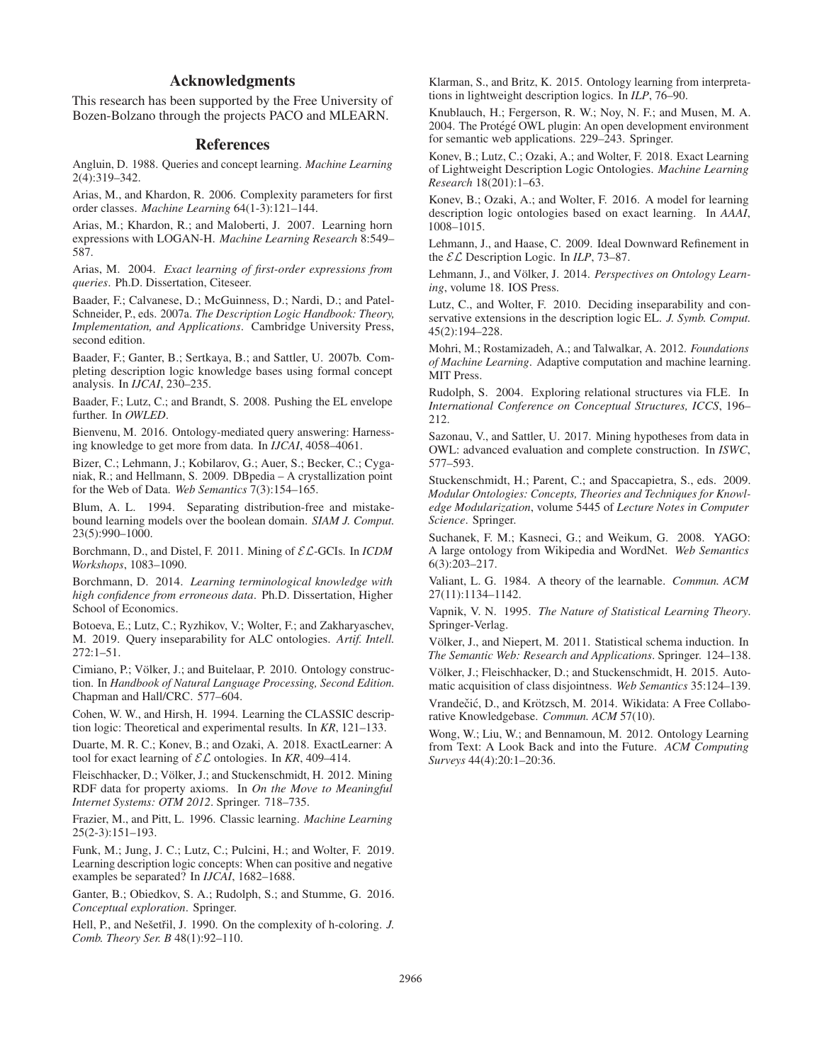## Acknowledgments

This research has been supported by the Free University of Bozen-Bolzano through the projects PACO and MLEARN.

## References

Angluin, D. 1988. Queries and concept learning. *Machine Learning* 2(4):319–342.

Arias, M., and Khardon, R. 2006. Complexity parameters for first order classes. *Machine Learning* 64(1-3):121–144.

Arias, M.; Khardon, R.; and Maloberti, J. 2007. Learning horn expressions with LOGAN-H. *Machine Learning Research* 8:549–587.

Arias, M. 2004. *Exact learning of first-order expressions from queries*. Ph.D. Dissertation, Citeseer.

Baader, F.; Calvanese, D.; McGuinness, D.; Nardi, D.; and Patel-Schneider, P., eds. 2007a. *The Description Logic Handbook: Theory, Implementation, and Applications*. Cambridge University Press, second edition.

Baader, F.; Ganter, B.; Sertkaya, B.; and Sattler, U. 2007b. Completing description logic knowledge bases using formal concept analysis. In *IJCAI*, 230–235.

Baader, F.; Lutz, C.; and Brandt, S. 2008. Pushing the EL envelope further. In *OWLED*.

Bienvenu, M. 2016. Ontology-mediated query answering: Harnessing knowledge to get more from data. In *IJCAI*, 4058–4061.

Bizer, C.; Lehmann, J.; Kobilarov, G.; Auer, S.; Becker, C.; Cyganiak, R.; and Hellmann, S. 2009. DBpedia – A crystallization point for the Web of Data. *Web Semantics* 7(3):154–165.

Blum, A. L. 1994. Separating distribution-free and mistake-bound learning models over the boolean domain. *SIAM J. Comput.* 23(5):990–1000.

Borchmann, D., and Distel, F. 2011. Mining of $\mathcal{EL}$-GCIs. In *ICDM Workshops*, 1083–1090.

Borchmann, D. 2014. *Learning terminological knowledge with high confidence from erroneous data*. Ph.D. Dissertation, Higher School of Economics.

Botoeva, E.; Lutz, C.; Ryzhikov, V.; Wolter, F.; and Zakharyaschev, M. 2019. Query inseparability for ALC ontologies. *Artif. Intell.* 272:1–51.

Cimiano, P.; Völker, J.; and Buitelaar, P. 2010. Ontology construction. In *Handbook of Natural Language Processing, Second Edition.* Chapman and Hall/CRC. 577–604.

Cohen, W. W., and Hirsh, H. 1994. Learning the CLASSIC description logic: Theoretical and experimental results. In *KR*, 121–133.

Duarte, M. R. C.; Konev, B.; and Ozaki, A. 2018. ExactLearner: A tool for exact learning of $\mathcal{EL}$ ontologies. In *KR*, 409–414.

Fleischhacker, D.; Völker, J.; and Stuckenschmidt, H. 2012. Mining RDF data for property axioms. In *On the Move to Meaningful Internet Systems: OTM 2012*. Springer. 718–735.

Frazier, M., and Pitt, L. 1996. Classic learning. *Machine Learning* 25(2-3):151–193.

Funk, M.; Jung, J. C.; Lutz, C.; Pulcini, H.; and Wolter, F. 2019. Learning description logic concepts: When can positive and negative examples be separated? In *IJCAI*, 1682–1688.

Ganter, B.; Obiedkov, S. A.; Rudolph, S.; and Stumme, G. 2016. *Conceptual exploration*. Springer.

Hell, P., and Nešetřil, J. 1990. On the complexity of h-coloring. *J. Comb. Theory Ser. B* 48(1):92–110.

Klarman, S., and Britz, K. 2015. Ontology learning from interpretations in lightweight description logics. In *ILP*, 76–90.

Knublauch, H.; Fergerson, R. W.; Noy, N. F.; and Musen, M. A. 2004. The Protégé OWL plugin: An open development environment for semantic web applications. 229–243. Springer.

Konev, B.; Lutz, C.; Ozaki, A.; and Wolter, F. 2018. Exact Learning of Lightweight Description Logic Ontologies. *Machine Learning Research* 18(201):1–63.

Konev, B.; Ozaki, A.; and Wolter, F. 2016. A model for learning description logic ontologies based on exact learning. In *AAAI*, 1008–1015.

Lehmann, J., and Haase, C. 2009. Ideal Downward Refinement in the $\mathcal{EL}$ Description Logic. In *ILP*, 73–87.

Lehmann, J., and Völker, J. 2014. *Perspectives on Ontology Learning*, volume 18. IOS Press.

Lutz, C., and Wolter, F. 2010. Deciding inseparability and conservative extensions in the description logic EL. *J. Symb. Comput.* 45(2):194–228.

Mohri, M.; Rostamizadeh, A.; and Talwalkar, A. 2012. *Foundations of Machine Learning*. Adaptive computation and machine learning. MIT Press.

Rudolph, S. 2004. Exploring relational structures via FLE. In *International Conference on Conceptual Structures, ICCS*, 196–212.

Sazonau, V., and Sattler, U. 2017. Mining hypotheses from data in OWL: advanced evaluation and complete construction. In *ISWC*, 577–593.

Stuckenschmidt, H.; Parent, C.; and Spaccapietra, S., eds. 2009. *Modular Ontologies: Concepts, Theories and Techniques for Knowledge Modularization*, volume 5445 of *Lecture Notes in Computer Science*. Springer.

Suchanek, F. M.; Kasneci, G.; and Weikum, G. 2008. YAGO: A large ontology from Wikipedia and WordNet. *Web Semantics* 6(3):203–217.

Valiant, L. G. 1984. A theory of the learnable. *Commun. ACM* 27(11):1134–1142.

Vapnik, V. N. 1995. *The Nature of Statistical Learning Theory*. Springer-Verlag.

Völker, J., and Niepert, M. 2011. Statistical schema induction. In *The Semantic Web: Research and Applications*. Springer. 124–138.

Völker, J.; Fleischhacker, D.; and Stuckenschmidt, H. 2015. Automatic acquisition of class disjointness. *Web Semantics* 35:124–139.

Vrandečić, D., and Krötzsch, M. 2014. Wikidata: A Free Collaborative Knowledgebase. *Commun. ACM* 57(10).

Wong, W.; Liu, W.; and Bennamoun, M. 2012. Ontology Learning from Text: A Look Back and into the Future. *ACM Computing Surveys* 44(4):20:1–20:36.